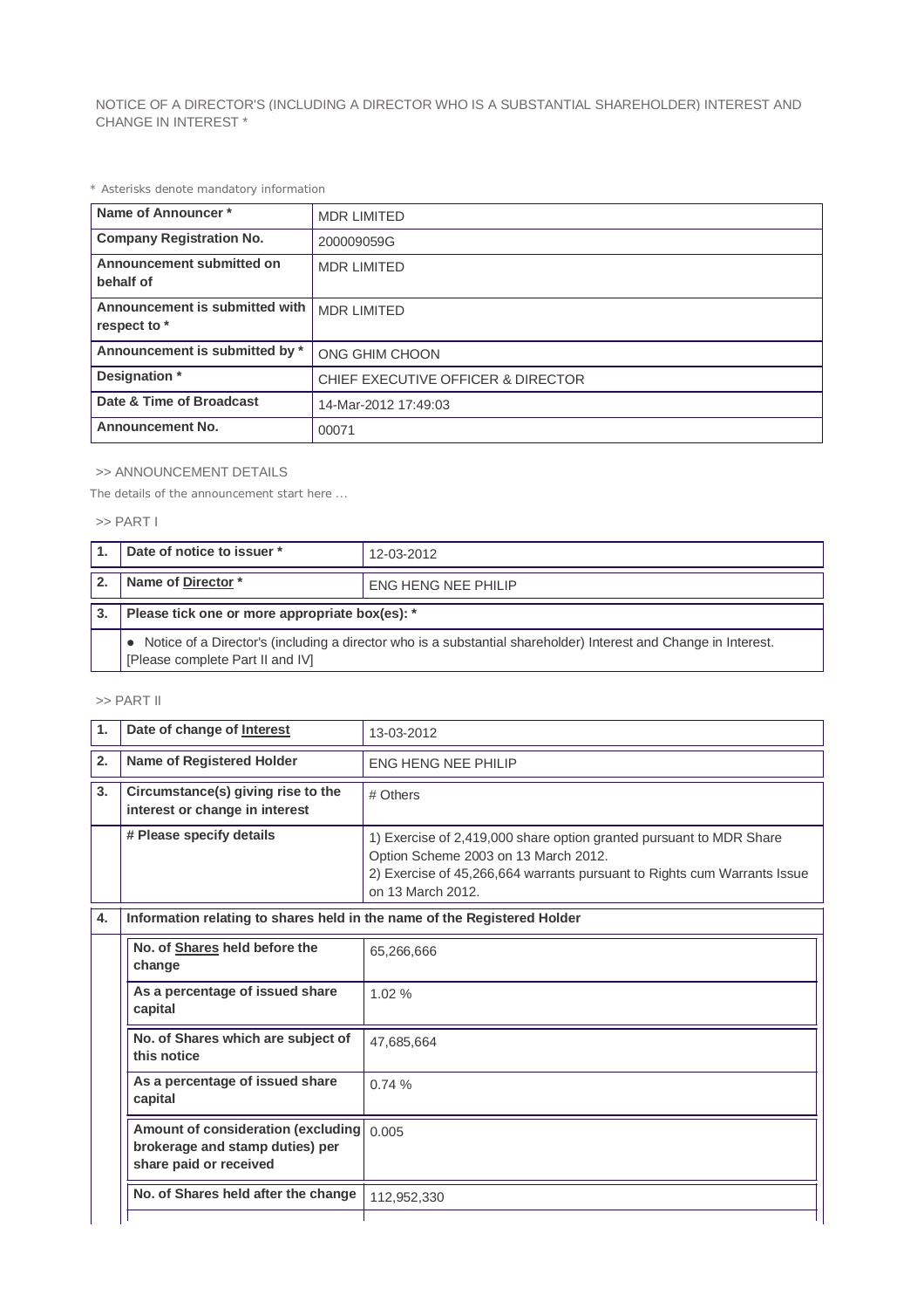NOTICE OF A DIRECTOR'S (INCLUDING A DIRECTOR WHO IS A SUBSTANTIAL SHAREHOLDER) INTEREST AND CHANGE IN INTEREST *

* Asterisks denote mandatory information

| | |
|---|---|
| **Name of Announcer *** | MDR LIMITED |
| **Company Registration No.** | 200009059G |
| **Announcement submitted on behalf of** | MDR LIMITED |
| **Announcement is submitted with respect to *** | MDR LIMITED |
| **Announcement is submitted by *** | ONG GHIM CHOON |
| **Designation *** | CHIEF EXECUTIVE OFFICER & DIRECTOR |
| **Date & Time of Broadcast** | 14-Mar-2012 17:49:03 |
| **Announcement No.** | 00071 |

>> ANNOUNCEMENT DETAILS

The details of the announcement start here ...

>> PART I

| | | |
|---|---|---|
| **1.** | **Date of notice to issuer *** | 12-03-2012 |
| **2.** | **Name of Director *** | ENG HENG NEE PHILIP |
| **3.** | **Please tick one or more appropriate box(es): *** | |
| | ● Notice of a Director's (including a director who is a substantial shareholder) Interest and Change in Interest. [Please complete Part II and IV] | |

>> PART II

| | | |
|---|---|---|
| **1.** | **Date of change of Interest** | 13-03-2012 |
| **2.** | **Name of Registered Holder** | ENG HENG NEE PHILIP |
| **3.** | **Circumstance(s) giving rise to the interest or change in interest** | # Others |
| | **# Please specify details** | 1) Exercise of 2,419,000 share option granted pursuant to MDR Share Option Scheme 2003 on 13 March 2012.<br>2) Exercise of 45,266,664 warrants pursuant to Rights cum Warrants Issue on 13 March 2012. |
| **4.** | **Information relating to shares held in the name of the Registered Holder** | |
| | **No. of Shares held before the change** | 65,266,666 |
| | **As a percentage of issued share capital** | 1.02 % |
| | **No. of Shares which are subject of this notice** | 47,685,664 |
| | **As a percentage of issued share capital** | 0.74 % |
| | **Amount of consideration (excluding brokerage and stamp duties) per share paid or received** | 0.005 |
| | **No. of Shares held after the change** | 112,952,330 |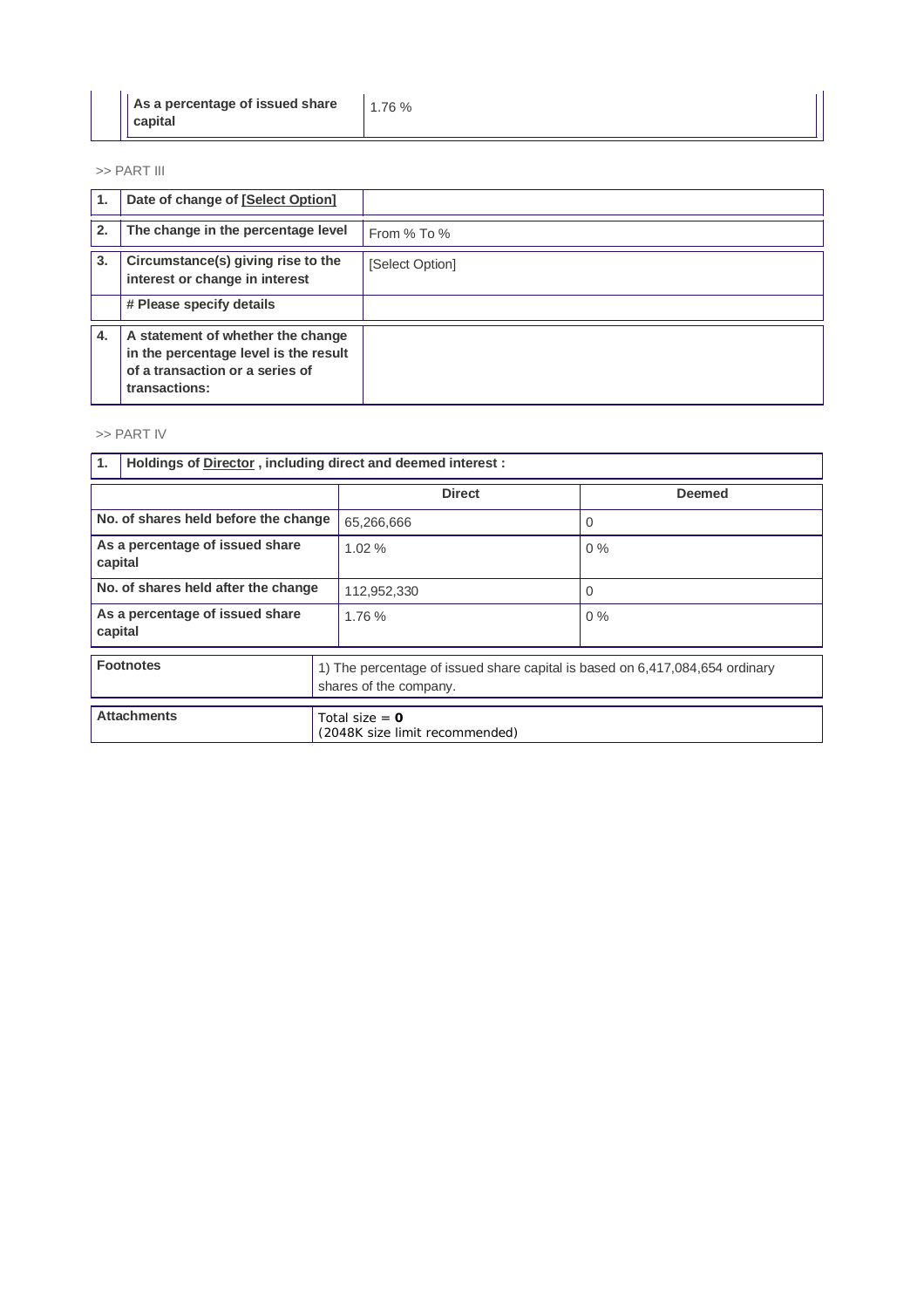| | |
|---|---|
| As a percentage of issued share capital | 1.76 % |

>> PART III

| | | |
|---|---|---|
| 1. | Date of change of [Select Option] | |
| 2. | The change in the percentage level | From % To % |
| 3. | Circumstance(s) giving rise to the interest or change in interest | [Select Option] |
| | # Please specify details | |
| 4. | A statement of whether the change in the percentage level is the result of a transaction or a series of transactions: | |

>> PART IV

**1. Holdings of Director , including direct and deemed interest :**

| | Direct | Deemed |
|---|---|---|
| No. of shares held before the change | 65,266,666 | 0 |
| As a percentage of issued share capital | 1.02 % | 0 % |
| No. of shares held after the change | 112,952,330 | 0 |
| As a percentage of issued share capital | 1.76 % | 0 % |

| | |
|---|---|
| Footnotes | 1) The percentage of issued share capital is based on 6,417,084,654 ordinary shares of the company. |
| Attachments | Total size = **0** (2048K size limit recommended) |